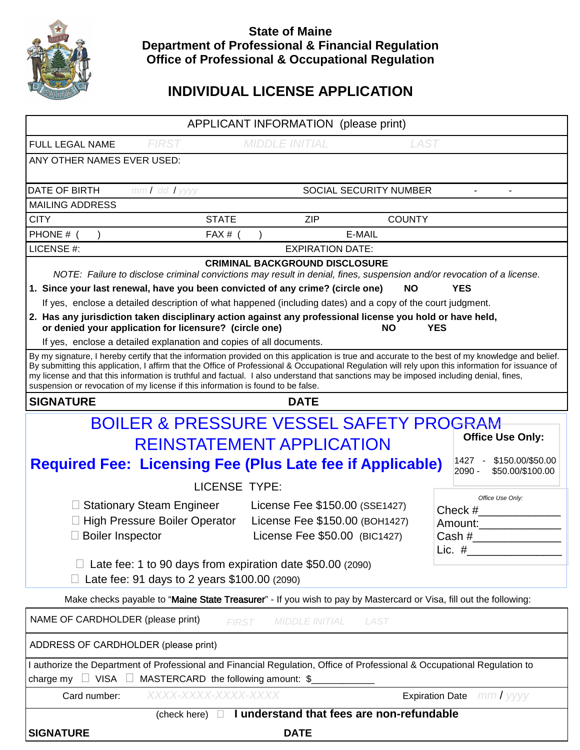# State of Maine
## Department of Professional & Financial Regulation
## Office of Professional & Occupational Regulation

# INDIVIDUAL LICENSE APPLICATION

| APPLICANT INFORMATION (please print) | | | |
|---|---|---|---|
| FULL LEGAL NAME | FIRST | MIDDLE INITIAL | LAST |
| ANY OTHER NAMES EVER USED: | | | |
| DATE OF BIRTH mm / dd / yyyy | | SOCIAL SECURITY NUMBER - - | |
| MAILING ADDRESS | | | |
| CITY | STATE | ZIP | COUNTY |
| PHONE # ( ) | FAX # ( ) | E-MAIL | |
| LICENSE #: | | EXPIRATION DATE: | |

**CRIMINAL BACKGROUND DISCLOSURE**

*NOTE: Failure to disclose criminal convictions may result in denial, fines, suspension and/or revocation of a license.*

**1. Since your last renewal, have you been convicted of any crime? (circle one) NO YES**

If yes, enclose a detailed description of what happened (including dates) and a copy of the court judgment.

**2. Has any jurisdiction taken disciplinary action against any professional license you hold or have held, or denied your application for licensure? (circle one) NO YES**

If yes, enclose a detailed explanation and copies of all documents.

By my signature, I hereby certify that the information provided on this application is true and accurate to the best of my knowledge and belief. By submitting this application, I affirm that the Office of Professional & Occupational Regulation will rely upon this information for issuance of my license and that this information is truthful and factual. I also understand that sanctions may be imposed including denial, fines, suspension or revocation of my license if this information is found to be false.

**SIGNATURE** **DATE**

## BOILER & PRESSURE VESSEL SAFETY PROGRAM
## REINSTATEMENT APPLICATION

**Required Fee: Licensing Fee (Plus Late fee if Applicable)**

**Office Use Only:**
1427 - $150.00/$50.00
2090 - $50.00/$100.00

LICENSE TYPE:

- ☐ Stationary Steam Engineer — License Fee $150.00 (SSE1427)
- ☐ High Pressure Boiler Operator — License Fee $150.00 (BOH1427)
- ☐ Boiler Inspector — License Fee $50.00 (BIC1427)

- ☐ Late fee: 1 to 90 days from expiration date $50.00 (2090)
- ☐ Late fee: 91 days to 2 years $100.00 (2090)

*Office Use Only:*
Check #____________
Amount:____________
Cash #____________
Lic. #____________

Make checks payable to "**Maine State Treasurer**" - If you wish to pay by Mastercard or Visa, fill out the following:

| NAME OF CARDHOLDER (please print) FIRST MIDDLE INITIAL LAST | |
|---|---|
| ADDRESS OF CARDHOLDER (please print) | |
| I authorize the Department of Professional and Financial Regulation, Office of Professional & Occupational Regulation to charge my ☐ VISA ☐ MASTERCARD the following amount: $____________ | |
| Card number: XXXX-XXXX-XXXX-XXXX | Expiration Date mm / yyyy |
| (check here) ☐ **I understand that fees are non-refundable** | |
| **SIGNATURE** | **DATE** |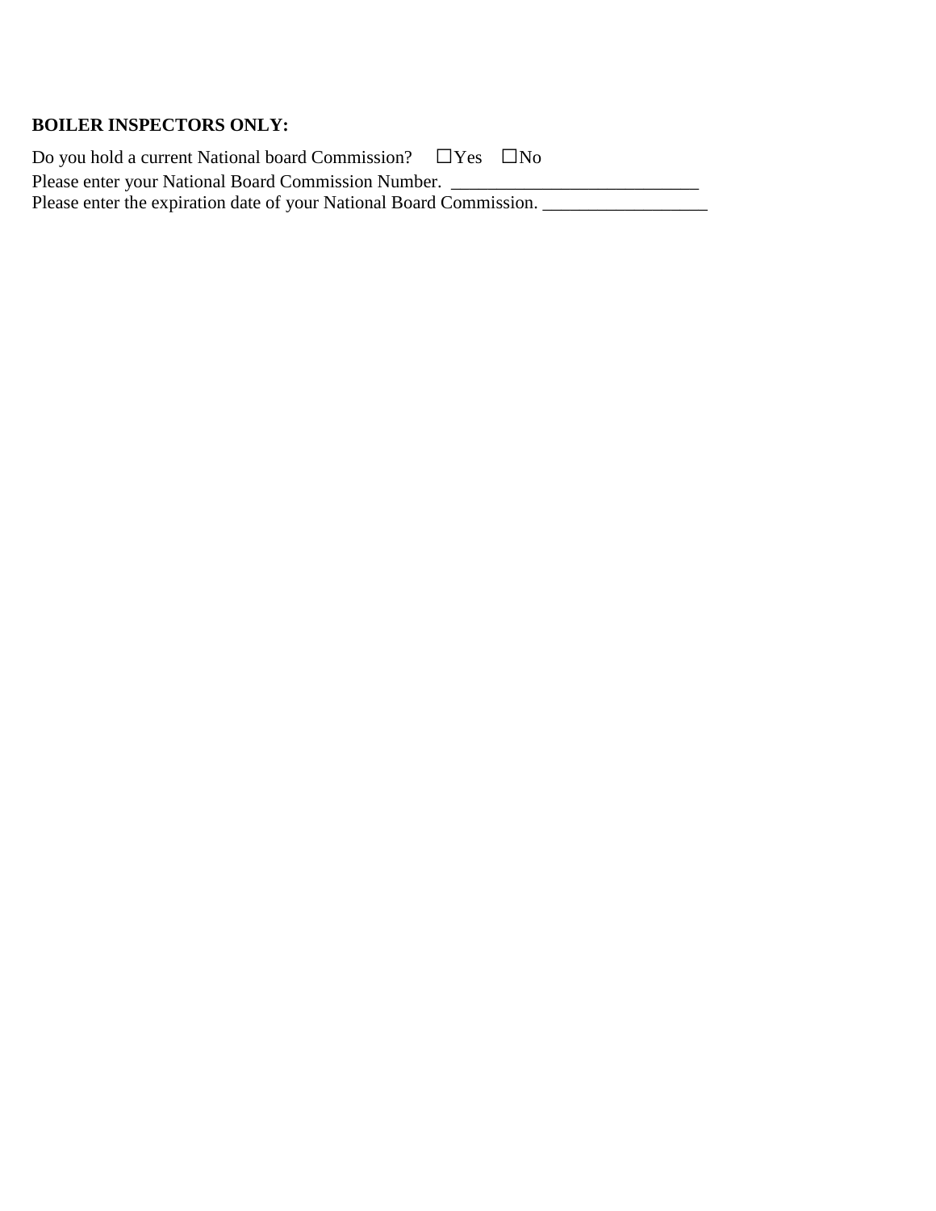**BOILER INSPECTORS ONLY:**

Do you hold a current National board Commission? ☐Yes ☐No

Please enter your National Board Commission Number. ___________________________

Please enter the expiration date of your National Board Commission. __________________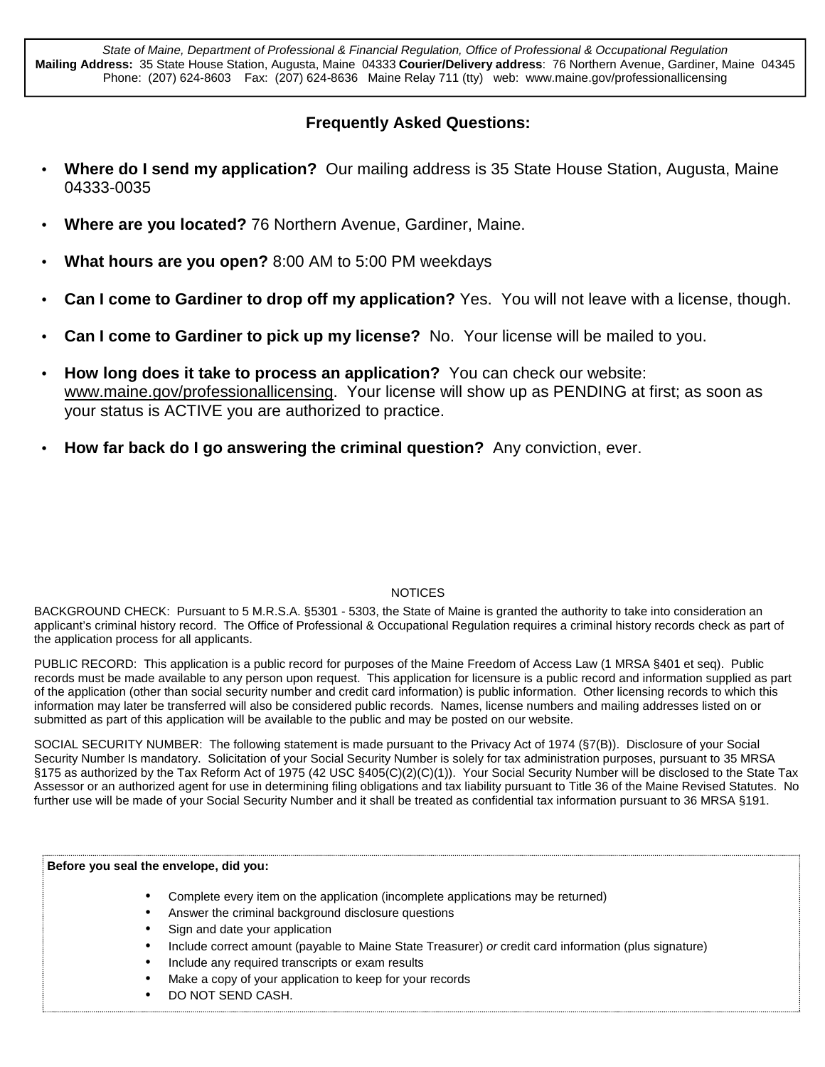*State of Maine, Department of Professional & Financial Regulation, Office of Professional & Occupational Regulation*
**Mailing Address:** 35 State House Station, Augusta, Maine 04333 **Courier/Delivery address**: 76 Northern Avenue, Gardiner, Maine 04345
Phone: (207) 624-8603 Fax: (207) 624-8636 Maine Relay 711 (tty) web: www.maine.gov/professionallicensing

## Frequently Asked Questions:

- **Where do I send my application?** Our mailing address is 35 State House Station, Augusta, Maine 04333-0035
- **Where are you located?** 76 Northern Avenue, Gardiner, Maine.
- **What hours are you open?** 8:00 AM to 5:00 PM weekdays
- **Can I come to Gardiner to drop off my application?** Yes. You will not leave with a license, though.
- **Can I come to Gardiner to pick up my license?** No. Your license will be mailed to you.
- **How long does it take to process an application?** You can check our website: www.maine.gov/professionallicensing. Your license will show up as PENDING at first; as soon as your status is ACTIVE you are authorized to practice.
- **How far back do I go answering the criminal question?** Any conviction, ever.

### NOTICES

BACKGROUND CHECK: Pursuant to 5 M.R.S.A. §5301 - 5303, the State of Maine is granted the authority to take into consideration an applicant's criminal history record. The Office of Professional & Occupational Regulation requires a criminal history records check as part of the application process for all applicants.

PUBLIC RECORD: This application is a public record for purposes of the Maine Freedom of Access Law (1 MRSA §401 et seq). Public records must be made available to any person upon request. This application for licensure is a public record and information supplied as part of the application (other than social security number and credit card information) is public information. Other licensing records to which this information may later be transferred will also be considered public records. Names, license numbers and mailing addresses listed on or submitted as part of this application will be available to the public and may be posted on our website.

SOCIAL SECURITY NUMBER: The following statement is made pursuant to the Privacy Act of 1974 (§7(B)). Disclosure of your Social Security Number Is mandatory. Solicitation of your Social Security Number is solely for tax administration purposes, pursuant to 35 MRSA §175 as authorized by the Tax Reform Act of 1975 (42 USC §405(C)(2)(C)(1)). Your Social Security Number will be disclosed to the State Tax Assessor or an authorized agent for use in determining filing obligations and tax liability pursuant to Title 36 of the Maine Revised Statutes. No further use will be made of your Social Security Number and it shall be treated as confidential tax information pursuant to 36 MRSA §191.

**Before you seal the envelope, did you:**

- Complete every item on the application (incomplete applications may be returned)
- Answer the criminal background disclosure questions
- Sign and date your application
- Include correct amount (payable to Maine State Treasurer) *or* credit card information (plus signature)
- Include any required transcripts or exam results
- Make a copy of your application to keep for your records
- DO NOT SEND CASH.